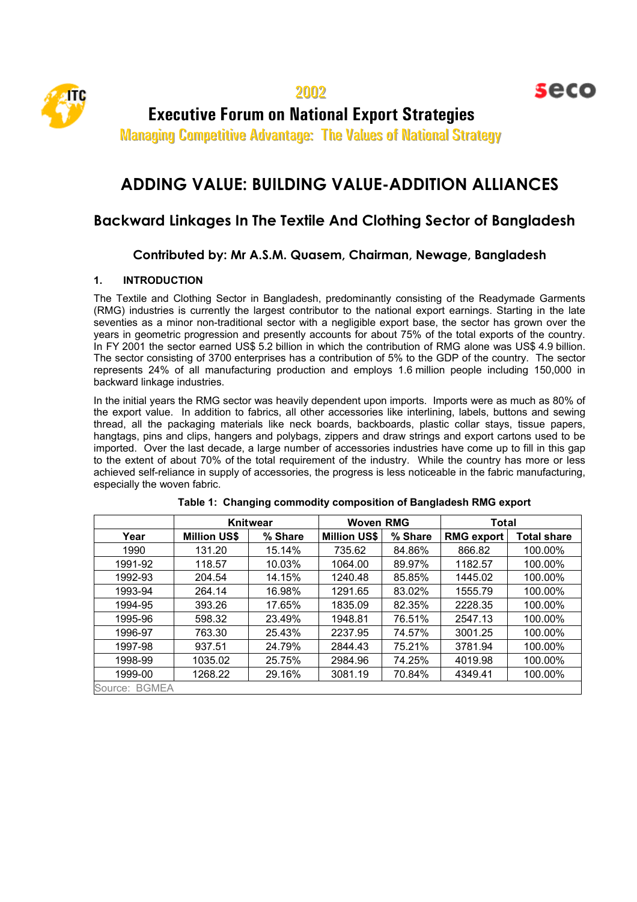2002

# Executive Forum on National Export Strategies

Managing Competitive Advantage: The Values of National Strategy

# ADDING VALUE: BUILDING VALUE-ADDITION ALLIANCES

## Backward Linkages In The Textile And Clothing Sector of Bangladesh

### Contributed by: Mr A.S.M. Quasem, Chairman, Newage, Bangladesh

### 1. INTRODUCTION

The Textile and Clothing Sector in Bangladesh, predominantly consisting of the Readymade Garments (RMG) industries is currently the largest contributor to the national export earnings. Starting in the late seventies as a minor non-traditional sector with a negligible export base, the sector has grown over the years in geometric progression and presently accounts for about 75% of the total exports of the country. In FY 2001 the sector earned US$ 5.2 billion in which the contribution of RMG alone was US$ 4.9 billion. The sector consisting of 3700 enterprises has a contribution of 5% to the GDP of the country. The sector represents 24% of all manufacturing production and employs 1.6 million people including 150,000 in backward linkage industries.

In the initial years the RMG sector was heavily dependent upon imports. Imports were as much as 80% of the export value. In addition to fabrics, all other accessories like interlining, labels, buttons and sewing thread, all the packaging materials like neck boards, backboards, plastic collar stays, tissue papers, hangtags, pins and clips, hangers and polybags, zippers and draw strings and export cartons used to be imported. Over the last decade, a large number of accessories industries have come up to fill in this gap to the extent of about 70% of the total requirement of the industry. While the country has more or less achieved self-reliance in supply of accessories, the progress is less noticeable in the fabric manufacturing, especially the woven fabric.

**Table 1: Changing commodity composition of Bangladesh RMG export**

| | Knitwear | | Woven RMG | | Total | |
|---|---|---|---|---|---|---|
| Year | Million US$ | % Share | Million US$ | % Share | RMG export | Total share |
| 1990 | 131.20 | 15.14% | 735.62 | 84.86% | 866.82 | 100.00% |
| 1991-92 | 118.57 | 10.03% | 1064.00 | 89.97% | 1182.57 | 100.00% |
| 1992-93 | 204.54 | 14.15% | 1240.48 | 85.85% | 1445.02 | 100.00% |
| 1993-94 | 264.14 | 16.98% | 1291.65 | 83.02% | 1555.79 | 100.00% |
| 1994-95 | 393.26 | 17.65% | 1835.09 | 82.35% | 2228.35 | 100.00% |
| 1995-96 | 598.32 | 23.49% | 1948.81 | 76.51% | 2547.13 | 100.00% |
| 1996-97 | 763.30 | 25.43% | 2237.95 | 74.57% | 3001.25 | 100.00% |
| 1997-98 | 937.51 | 24.79% | 2844.43 | 75.21% | 3781.94 | 100.00% |
| 1998-99 | 1035.02 | 25.75% | 2984.96 | 74.25% | 4019.98 | 100.00% |
| 1999-00 | 1268.22 | 29.16% | 3081.19 | 70.84% | 4349.41 | 100.00% |

Source: BGMEA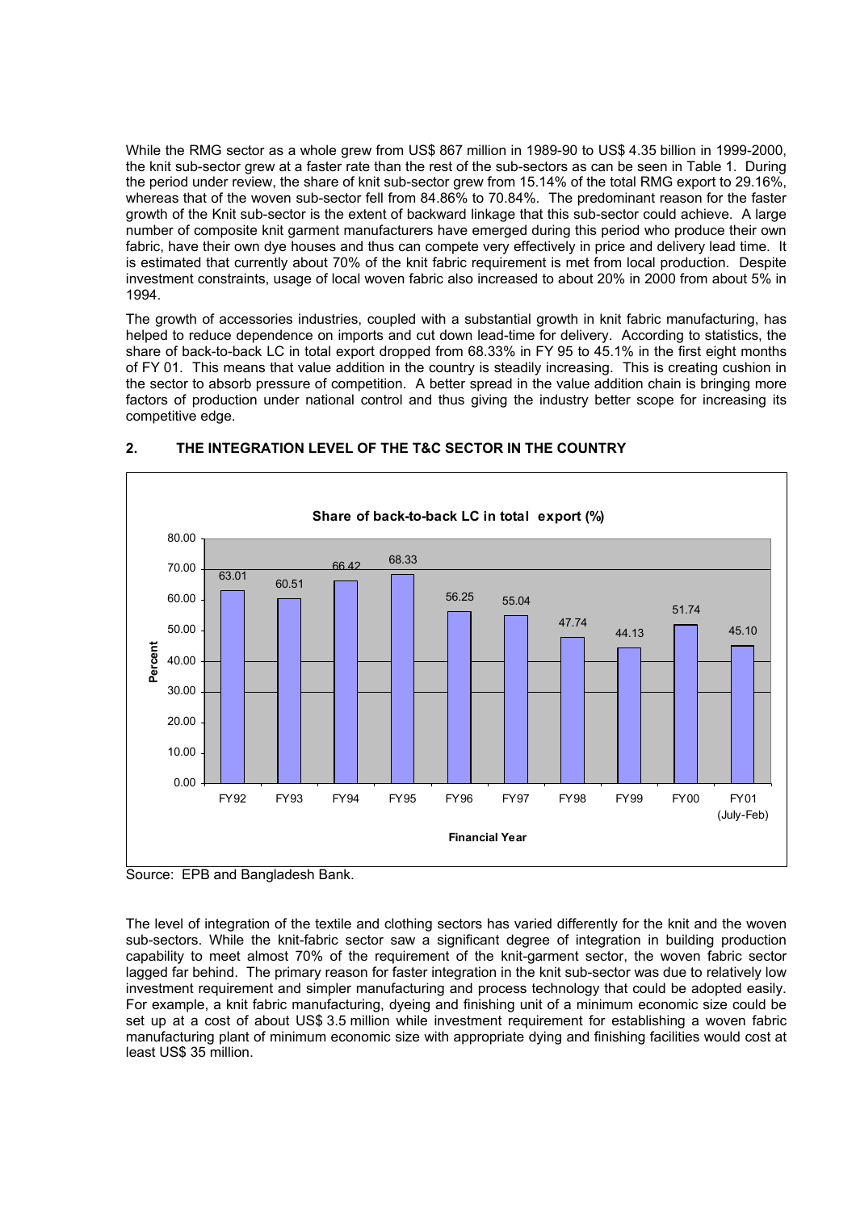While the RMG sector as a whole grew from US$ 867 million in 1989-90 to US$ 4.35 billion in 1999-2000, the knit sub-sector grew at a faster rate than the rest of the sub-sectors as can be seen in Table 1. During the period under review, the share of knit sub-sector grew from 15.14% of the total RMG export to 29.16%, whereas that of the woven sub-sector fell from 84.86% to 70.84%. The predominant reason for the faster growth of the Knit sub-sector is the extent of backward linkage that this sub-sector could achieve. A large number of composite knit garment manufacturers have emerged during this period who produce their own fabric, have their own dye houses and thus can compete very effectively in price and delivery lead time. It is estimated that currently about 70% of the knit fabric requirement is met from local production. Despite investment constraints, usage of local woven fabric also increased to about 20% in 2000 from about 5% in 1994.

The growth of accessories industries, coupled with a substantial growth in knit fabric manufacturing, has helped to reduce dependence on imports and cut down lead-time for delivery. According to statistics, the share of back-to-back LC in total export dropped from 68.33% in FY 95 to 45.1% in the first eight months of FY 01. This means that value addition in the country is steadily increasing. This is creating cushion in the sector to absorb pressure of competition. A better spread in the value addition chain is bringing more factors of production under national control and thus giving the industry better scope for increasing its competitive edge.

## 2. THE INTEGRATION LEVEL OF THE T&C SECTOR IN THE COUNTRY

**Share of back-to-back LC in total export (%)**

| Financial Year | Percent |
|---|---|
| FY92 | 63.01 |
| FY93 | 60.51 |
| FY94 | 66.42 |
| FY95 | 68.33 |
| FY96 | 56.25 |
| FY97 | 55.04 |
| FY98 | 47.74 |
| FY99 | 44.13 |
| FY00 | 51.74 |
| FY01 (July-Feb) | 45.10 |

Source: EPB and Bangladesh Bank.

The level of integration of the textile and clothing sectors has varied differently for the knit and the woven sub-sectors. While the knit-fabric sector saw a significant degree of integration in building production capability to meet almost 70% of the requirement of the knit-garment sector, the woven fabric sector lagged far behind. The primary reason for faster integration in the knit sub-sector was due to relatively low investment requirement and simpler manufacturing and process technology that could be adopted easily. For example, a knit fabric manufacturing, dyeing and finishing unit of a minimum economic size could be set up at a cost of about US$ 3.5 million while investment requirement for establishing a woven fabric manufacturing plant of minimum economic size with appropriate dying and finishing facilities would cost at least US$ 35 million.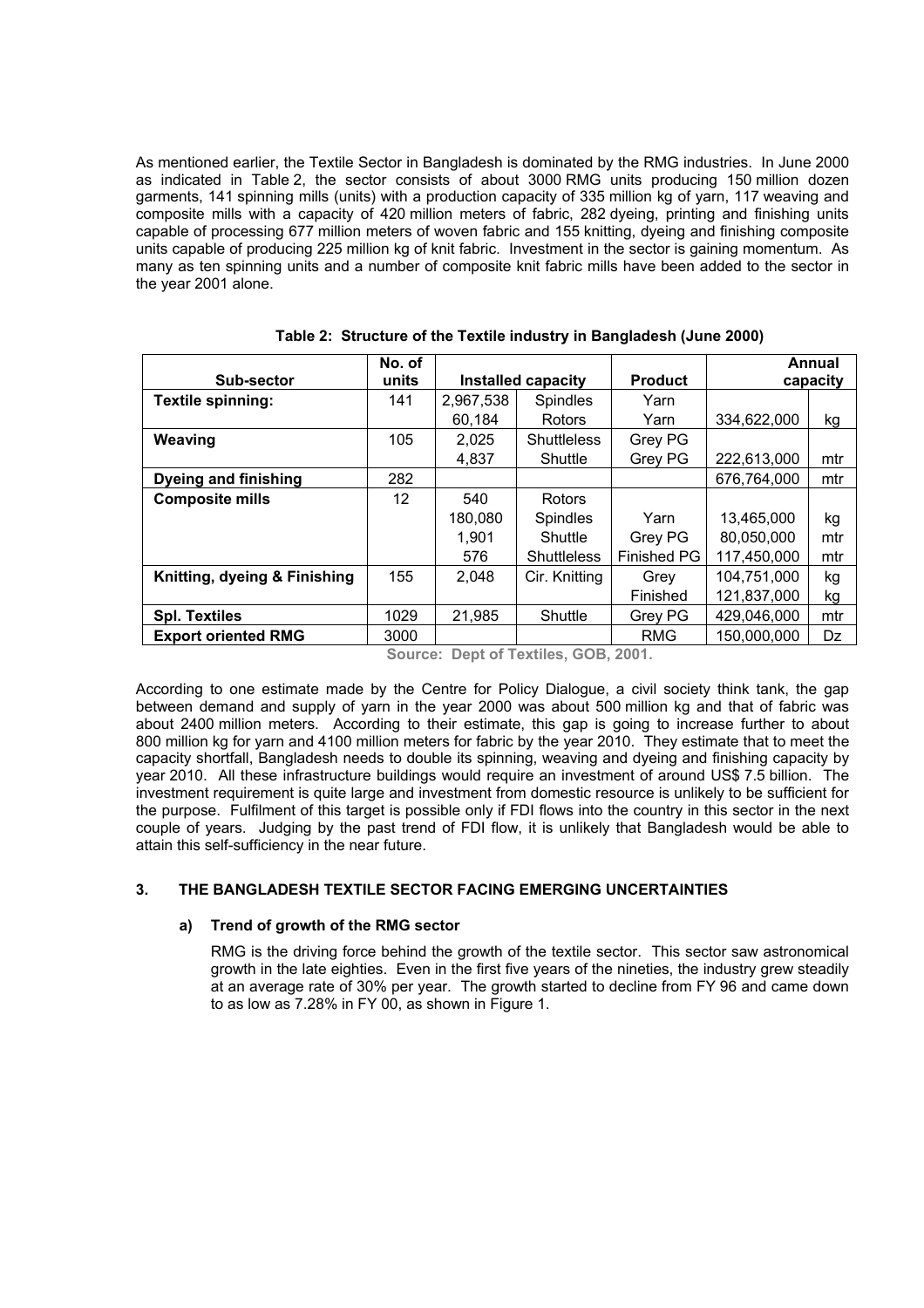As mentioned earlier, the Textile Sector in Bangladesh is dominated by the RMG industries. In June 2000 as indicated in Table 2, the sector consists of about 3000 RMG units producing 150 million dozen garments, 141 spinning mills (units) with a production capacity of 335 million kg of yarn, 117 weaving and composite mills with a capacity of 420 million meters of fabric, 282 dyeing, printing and finishing units capable of processing 677 million meters of woven fabric and 155 knitting, dyeing and finishing composite units capable of producing 225 million kg of knit fabric. Investment in the sector is gaining momentum. As many as ten spinning units and a number of composite knit fabric mills have been added to the sector in the year 2001 alone.

**Table 2: Structure of the Textile industry in Bangladesh (June 2000)**

| Sub-sector | No. of units | Installed capacity | | Product | Annual capacity | |
|---|---|---|---|---|---|---|
| **Textile spinning:** | 141 | 2,967,538 | Spindles | Yarn | | |
| | | 60,184 | Rotors | Yarn | 334,622,000 | kg |
| **Weaving** | 105 | 2,025 | Shuttleless | Grey PG | | |
| | | 4,837 | Shuttle | Grey PG | 222,613,000 | mtr |
| **Dyeing and finishing** | 282 | | | | 676,764,000 | mtr |
| **Composite mills** | 12 | 540 | Rotors | | | |
| | | 180,080 | Spindles | Yarn | 13,465,000 | kg |
| | | 1,901 | Shuttle | Grey PG | 80,050,000 | mtr |
| | | 576 | Shuttleless | Finished PG | 117,450,000 | mtr |
| **Knitting, dyeing & Finishing** | 155 | 2,048 | Cir. Knitting | Grey | 104,751,000 | kg |
| | | | | Finished | 121,837,000 | kg |
| **Spl. Textiles** | 1029 | 21,985 | Shuttle | Grey PG | 429,046,000 | mtr |
| **Export oriented RMG** | 3000 | | | RMG | 150,000,000 | Dz |

Source: Dept of Textiles, GOB, 2001.

According to one estimate made by the Centre for Policy Dialogue, a civil society think tank, the gap between demand and supply of yarn in the year 2000 was about 500 million kg and that of fabric was about 2400 million meters. According to their estimate, this gap is going to increase further to about 800 million kg for yarn and 4100 million meters for fabric by the year 2010. They estimate that to meet the capacity shortfall, Bangladesh needs to double its spinning, weaving and dyeing and finishing capacity by year 2010. All these infrastructure buildings would require an investment of around US$ 7.5 billion. The investment requirement is quite large and investment from domestic resource is unlikely to be sufficient for the purpose. Fulfilment of this target is possible only if FDI flows into the country in this sector in the next couple of years. Judging by the past trend of FDI flow, it is unlikely that Bangladesh would be able to attain this self-sufficiency in the near future.

## 3. THE BANGLADESH TEXTILE SECTOR FACING EMERGING UNCERTAINTIES

### a) Trend of growth of the RMG sector

RMG is the driving force behind the growth of the textile sector. This sector saw astronomical growth in the late eighties. Even in the first five years of the nineties, the industry grew steadily at an average rate of 30% per year. The growth started to decline from FY 96 and came down to as low as 7.28% in FY 00, as shown in Figure 1.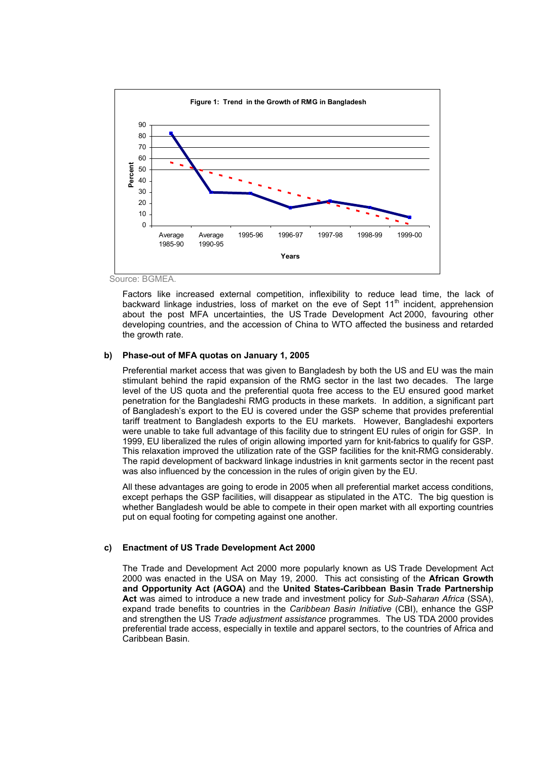**Figure 1: Trend in the Growth of RMG in Bangladesh**

Source: BGMEA.

Factors like increased external competition, inflexibility to reduce lead time, the lack of backward linkage industries, loss of market on the eve of Sept 11th incident, apprehension about the post MFA uncertainties, the US Trade Development Act 2000, favouring other developing countries, and the accession of China to WTO affected the business and retarded the growth rate.

### b) Phase-out of MFA quotas on January 1, 2005

Preferential market access that was given to Bangladesh by both the US and EU was the main stimulant behind the rapid expansion of the RMG sector in the last two decades. The large level of the US quota and the preferential quota free access to the EU ensured good market penetration for the Bangladeshi RMG products in these markets. In addition, a significant part of Bangladesh's export to the EU is covered under the GSP scheme that provides preferential tariff treatment to Bangladesh exports to the EU markets. However, Bangladeshi exporters were unable to take full advantage of this facility due to stringent EU rules of origin for GSP. In 1999, EU liberalized the rules of origin allowing imported yarn for knit-fabrics to qualify for GSP. This relaxation improved the utilization rate of the GSP facilities for the knit-RMG considerably. The rapid development of backward linkage industries in knit garments sector in the recent past was also influenced by the concession in the rules of origin given by the EU.

All these advantages are going to erode in 2005 when all preferential market access conditions, except perhaps the GSP facilities, will disappear as stipulated in the ATC. The big question is whether Bangladesh would be able to compete in their open market with all exporting countries put on equal footing for competing against one another.

### c) Enactment of US Trade Development Act 2000

The Trade and Development Act 2000 more popularly known as US Trade Development Act 2000 was enacted in the USA on May 19, 2000. This act consisting of the **African Growth and Opportunity Act (AGOA)** and the **United States-Caribbean Basin Trade Partnership Act** was aimed to introduce a new trade and investment policy for *Sub-Saharan Africa* (SSA), expand trade benefits to countries in the *Caribbean Basin Initiative* (CBI), enhance the GSP and strengthen the US *Trade adjustment assistance* programmes. The US TDA 2000 provides preferential trade access, especially in textile and apparel sectors, to the countries of Africa and Caribbean Basin.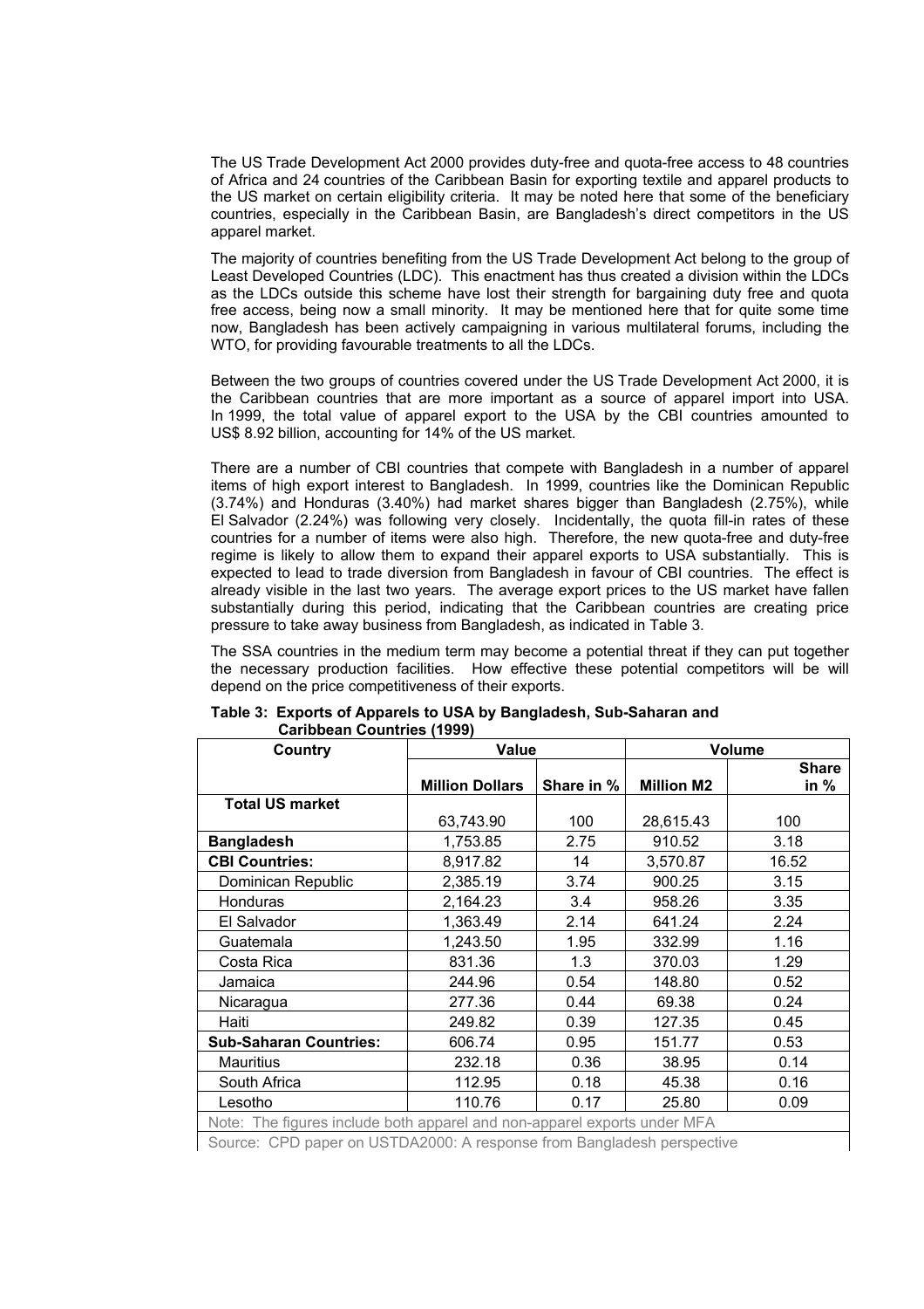The US Trade Development Act 2000 provides duty-free and quota-free access to 48 countries of Africa and 24 countries of the Caribbean Basin for exporting textile and apparel products to the US market on certain eligibility criteria. It may be noted here that some of the beneficiary countries, especially in the Caribbean Basin, are Bangladesh's direct competitors in the US apparel market.

The majority of countries benefiting from the US Trade Development Act belong to the group of Least Developed Countries (LDC). This enactment has thus created a division within the LDCs as the LDCs outside this scheme have lost their strength for bargaining duty free and quota free access, being now a small minority. It may be mentioned here that for quite some time now, Bangladesh has been actively campaigning in various multilateral forums, including the WTO, for providing favourable treatments to all the LDCs.

Between the two groups of countries covered under the US Trade Development Act 2000, it is the Caribbean countries that are more important as a source of apparel import into USA. In 1999, the total value of apparel export to the USA by the CBI countries amounted to US$ 8.92 billion, accounting for 14% of the US market.

There are a number of CBI countries that compete with Bangladesh in a number of apparel items of high export interest to Bangladesh. In 1999, countries like the Dominican Republic (3.74%) and Honduras (3.40%) had market shares bigger than Bangladesh (2.75%), while El Salvador (2.24%) was following very closely. Incidentally, the quota fill-in rates of these countries for a number of items were also high. Therefore, the new quota-free and duty-free regime is likely to allow them to expand their apparel exports to USA substantially. This is expected to lead to trade diversion from Bangladesh in favour of CBI countries. The effect is already visible in the last two years. The average export prices to the US market have fallen substantially during this period, indicating that the Caribbean countries are creating price pressure to take away business from Bangladesh, as indicated in Table 3.

The SSA countries in the medium term may become a potential threat if they can put together the necessary production facilities. How effective these potential competitors will be will depend on the price competitiveness of their exports.

**Table 3: Exports of Apparels to USA by Bangladesh, Sub-Saharan and Caribbean Countries (1999)**

| Country | Value | | Volume | |
|---|---|---|---|---|
| | Million Dollars | Share in % | Million M2 | Share in % |
| **Total US market** | 63,743.90 | 100 | 28,615.43 | 100 |
| **Bangladesh** | 1,753.85 | 2.75 | 910.52 | 3.18 |
| **CBI Countries:** | 8,917.82 | 14 | 3,570.87 | 16.52 |
| Dominican Republic | 2,385.19 | 3.74 | 900.25 | 3.15 |
| Honduras | 2,164.23 | 3.4 | 958.26 | 3.35 |
| El Salvador | 1,363.49 | 2.14 | 641.24 | 2.24 |
| Guatemala | 1,243.50 | 1.95 | 332.99 | 1.16 |
| Costa Rica | 831.36 | 1.3 | 370.03 | 1.29 |
| Jamaica | 244.96 | 0.54 | 148.80 | 0.52 |
| Nicaragua | 277.36 | 0.44 | 69.38 | 0.24 |
| Haiti | 249.82 | 0.39 | 127.35 | 0.45 |
| **Sub-Saharan Countries:** | 606.74 | 0.95 | 151.77 | 0.53 |
| Mauritius | 232.18 | 0.36 | 38.95 | 0.14 |
| South Africa | 112.95 | 0.18 | 45.38 | 0.16 |
| Lesotho | 110.76 | 0.17 | 25.80 | 0.09 |

Note: The figures include both apparel and non-apparel exports under MFA

Source: CPD paper on USTDA2000: A response from Bangladesh perspective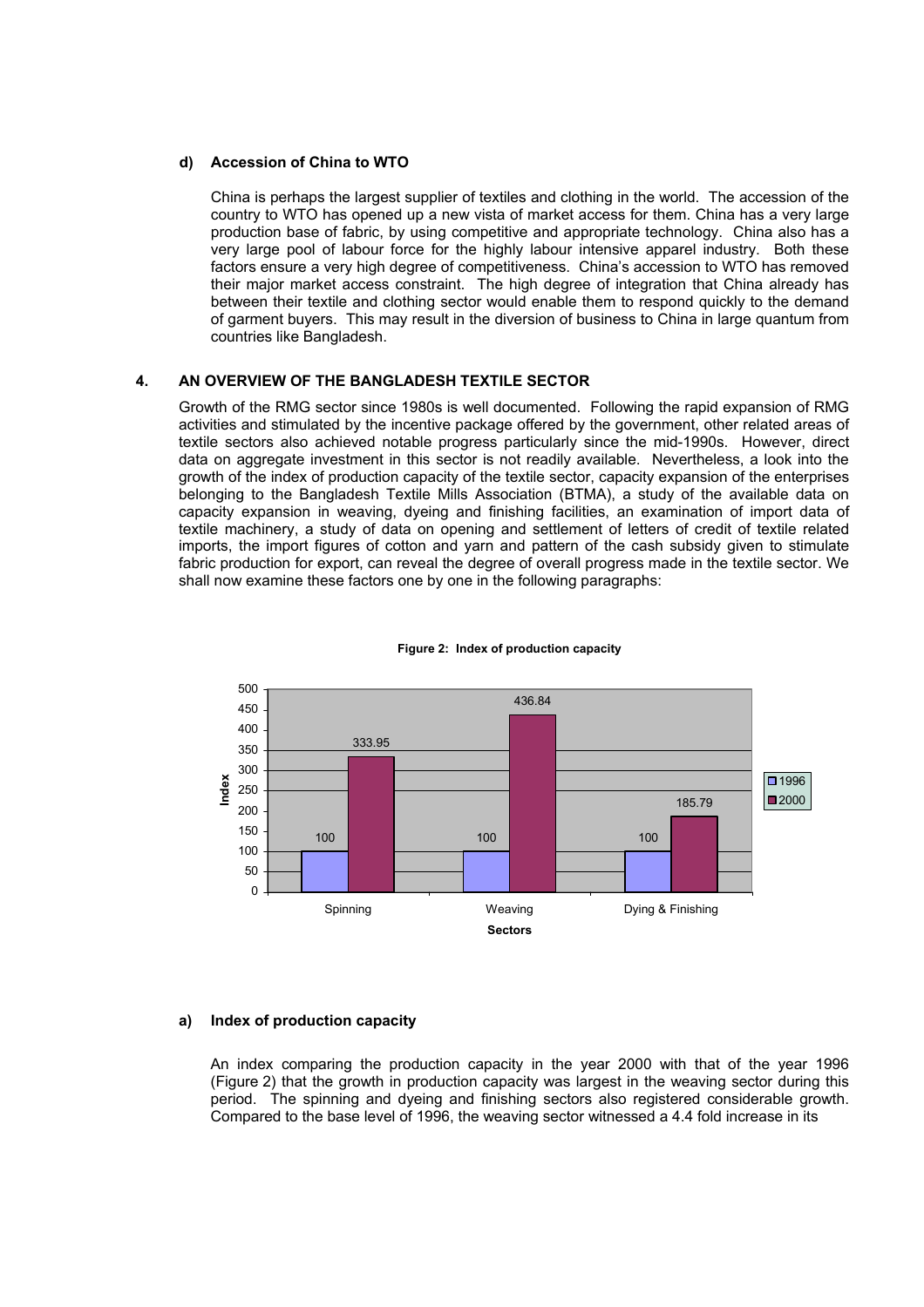### d) Accession of China to WTO

China is perhaps the largest supplier of textiles and clothing in the world. The accession of the country to WTO has opened up a new vista of market access for them. China has a very large production base of fabric, by using competitive and appropriate technology. China also has a very large pool of labour force for the highly labour intensive apparel industry. Both these factors ensure a very high degree of competitiveness. China's accession to WTO has removed their major market access constraint. The high degree of integration that China already has between their textile and clothing sector would enable them to respond quickly to the demand of garment buyers. This may result in the diversion of business to China in large quantum from countries like Bangladesh.

## 4. AN OVERVIEW OF THE BANGLADESH TEXTILE SECTOR

Growth of the RMG sector since 1980s is well documented. Following the rapid expansion of RMG activities and stimulated by the incentive package offered by the government, other related areas of textile sectors also achieved notable progress particularly since the mid-1990s. However, direct data on aggregate investment in this sector is not readily available. Nevertheless, a look into the growth of the index of production capacity of the textile sector, capacity expansion of the enterprises belonging to the Bangladesh Textile Mills Association (BTMA), a study of the available data on capacity expansion in weaving, dyeing and finishing facilities, an examination of import data of textile machinery, a study of data on opening and settlement of letters of credit of textile related imports, the import figures of cotton and yarn and pattern of the cash subsidy given to stimulate fabric production for export, can reveal the degree of overall progress made in the textile sector. We shall now examine these factors one by one in the following paragraphs:

**Figure 2: Index of production capacity**

| Sectors | 1996 | 2000 |
|---|---|---|
| Spinning | 100 | 333.95 |
| Weaving | 100 | 436.84 |
| Dying & Finishing | 100 | 185.79 |

### a) Index of production capacity

An index comparing the production capacity in the year 2000 with that of the year 1996 (Figure 2) that the growth in production capacity was largest in the weaving sector during this period. The spinning and dyeing and finishing sectors also registered considerable growth. Compared to the base level of 1996, the weaving sector witnessed a 4.4 fold increase in its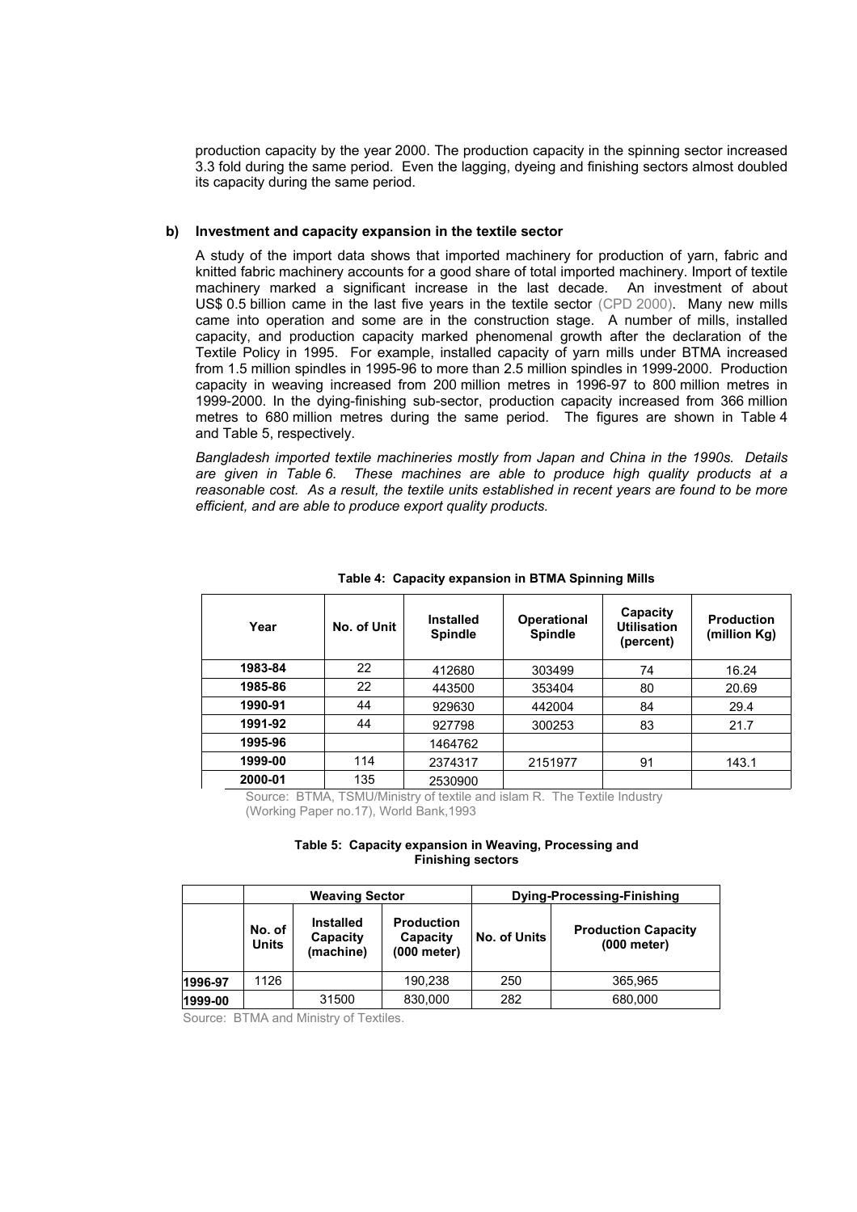production capacity by the year 2000. The production capacity in the spinning sector increased 3.3 fold during the same period. Even the lagging, dyeing and finishing sectors almost doubled its capacity during the same period.

**b) Investment and capacity expansion in the textile sector**

A study of the import data shows that imported machinery for production of yarn, fabric and knitted fabric machinery accounts for a good share of total imported machinery. Import of textile machinery marked a significant increase in the last decade. An investment of about US$ 0.5 billion came in the last five years in the textile sector (CPD 2000). Many new mills came into operation and some are in the construction stage. A number of mills, installed capacity, and production capacity marked phenomenal growth after the declaration of the Textile Policy in 1995. For example, installed capacity of yarn mills under BTMA increased from 1.5 million spindles in 1995-96 to more than 2.5 million spindles in 1999-2000. Production capacity in weaving increased from 200 million metres in 1996-97 to 800 million metres in 1999-2000. In the dying-finishing sub-sector, production capacity increased from 366 million metres to 680 million metres during the same period. The figures are shown in Table 4 and Table 5, respectively.

*Bangladesh imported textile machineries mostly from Japan and China in the 1990s. Details are given in Table 6. These machines are able to produce high quality products at a reasonable cost. As a result, the textile units established in recent years are found to be more efficient, and are able to produce export quality products.*

**Table 4: Capacity expansion in BTMA Spinning Mills**

| Year | No. of Unit | Installed Spindle | Operational Spindle | Capacity Utilisation (percent) | Production (million Kg) |
|---|---|---|---|---|---|
| 1983-84 | 22 | 412680 | 303499 | 74 | 16.24 |
| 1985-86 | 22 | 443500 | 353404 | 80 | 20.69 |
| 1990-91 | 44 | 929630 | 442004 | 84 | 29.4 |
| 1991-92 | 44 | 927798 | 300253 | 83 | 21.7 |
| 1995-96 | | 1464762 | | | |
| 1999-00 | 114 | 2374317 | 2151977 | 91 | 143.1 |
| 2000-01 | 135 | 2530900 | | | |

Source: BTMA, TSMU/Ministry of textile and islam R. The Textile Industry (Working Paper no.17), World Bank,1993

**Table 5: Capacity expansion in Weaving, Processing and Finishing sectors**

| | Weaving Sector | | | Dying-Processing-Finishing | |
|---|---|---|---|---|---|
| | No. of Units | Installed Capacity (machine) | Production Capacity (000 meter) | No. of Units | Production Capacity (000 meter) |
| 1996-97 | 1126 | | 190,238 | 250 | 365,965 |
| 1999-00 | | 31500 | 830,000 | 282 | 680,000 |

Source: BTMA and Ministry of Textiles.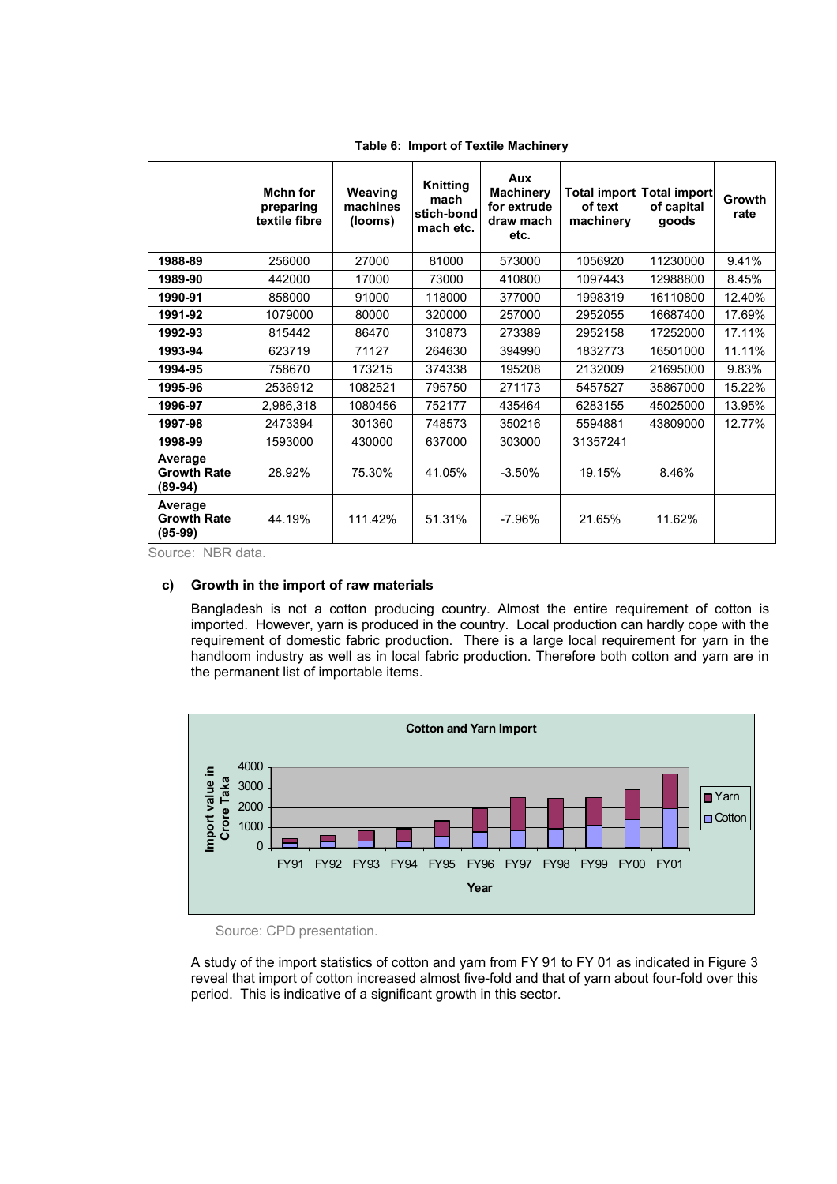**Table 6: Import of Textile Machinery**

| | Mchn for preparing textile fibre | Weaving machines (looms) | Knitting mach stich-bond mach etc. | Aux Machinery for extrude draw mach etc. | Total import of text machinery | Total import of capital goods | Growth rate |
|---|---|---|---|---|---|---|---|
| **1988-89** | 256000 | 27000 | 81000 | 573000 | 1056920 | 11230000 | 9.41% |
| **1989-90** | 442000 | 17000 | 73000 | 410800 | 1097443 | 12988800 | 8.45% |
| **1990-91** | 858000 | 91000 | 118000 | 377000 | 1998319 | 16110800 | 12.40% |
| **1991-92** | 1079000 | 80000 | 320000 | 257000 | 2952055 | 16687400 | 17.69% |
| **1992-93** | 815442 | 86470 | 310873 | 273389 | 2952158 | 17252000 | 17.11% |
| **1993-94** | 623719 | 71127 | 264630 | 394990 | 1832773 | 16501000 | 11.11% |
| **1994-95** | 758670 | 173215 | 374338 | 195208 | 2132009 | 21695000 | 9.83% |
| **1995-96** | 2536912 | 1082521 | 795750 | 271173 | 5457527 | 35867000 | 15.22% |
| **1996-97** | 2,986,318 | 1080456 | 752177 | 435464 | 6283155 | 45025000 | 13.95% |
| **1997-98** | 2473394 | 301360 | 748573 | 350216 | 5594881 | 43809000 | 12.77% |
| **1998-99** | 1593000 | 430000 | 637000 | 303000 | 31357241 | | |
| **Average Growth Rate (89-94)** | 28.92% | 75.30% | 41.05% | -3.50% | 19.15% | 8.46% | |
| **Average Growth Rate (95-99)** | 44.19% | 111.42% | 51.31% | -7.96% | 21.65% | 11.62% | |

Source: NBR data.

### c) Growth in the import of raw materials

Bangladesh is not a cotton producing country. Almost the entire requirement of cotton is imported. However, yarn is produced in the country. Local production can hardly cope with the requirement of domestic fabric production. There is a large local requirement for yarn in the handloom industry as well as in local fabric production. Therefore both cotton and yarn are in the permanent list of importable items.

Cotton and Yarn Import

Source: CPD presentation.

A study of the import statistics of cotton and yarn from FY 91 to FY 01 as indicated in Figure 3 reveal that import of cotton increased almost five-fold and that of yarn about four-fold over this period. This is indicative of a significant growth in this sector.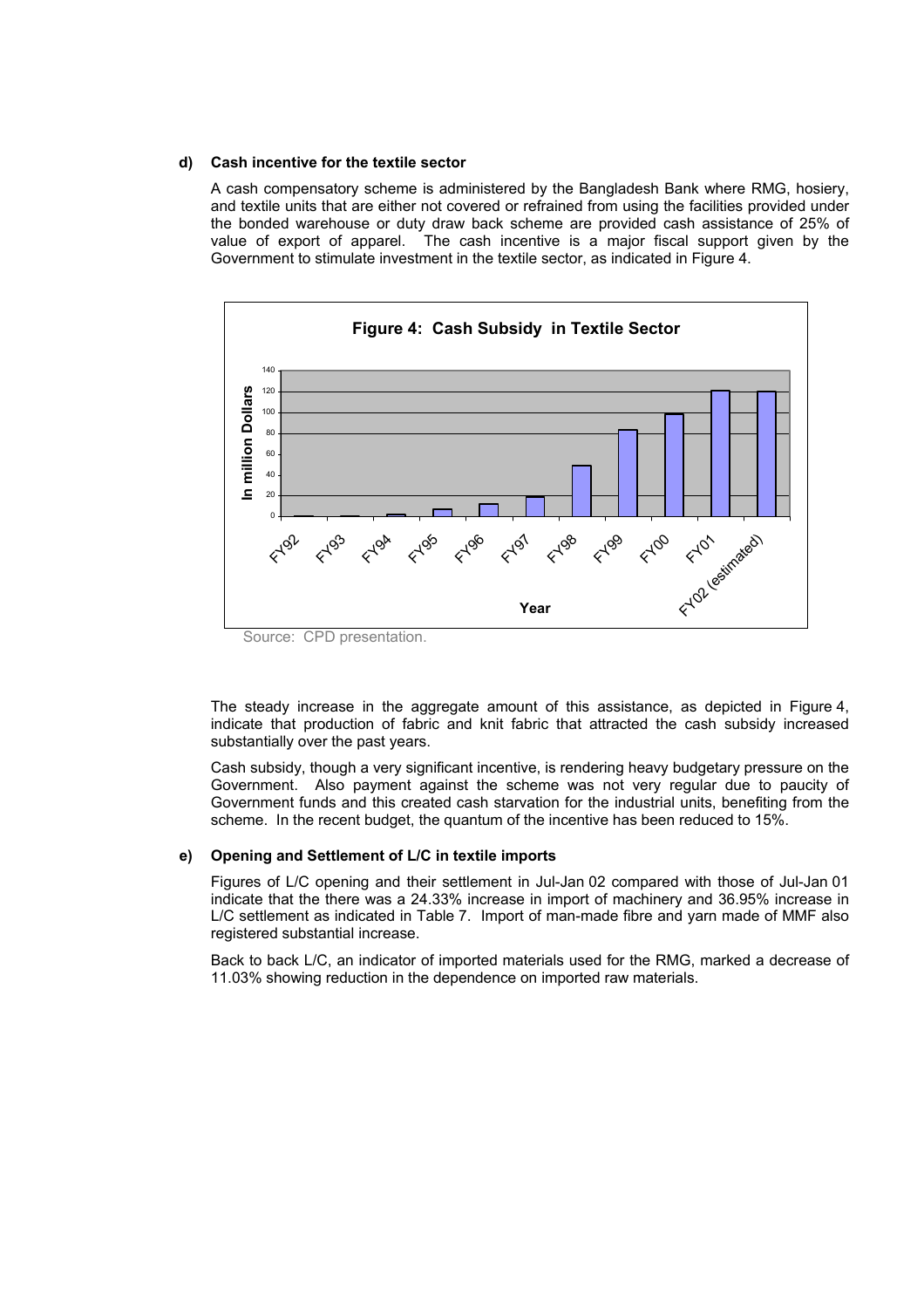**d) Cash incentive for the textile sector**

A cash compensatory scheme is administered by the Bangladesh Bank where RMG, hosiery, and textile units that are either not covered or refrained from using the facilities provided under the bonded warehouse or duty draw back scheme are provided cash assistance of 25% of value of export of apparel. The cash incentive is a major fiscal support given by the Government to stimulate investment in the textile sector, as indicated in Figure 4.

**Figure 4: Cash Subsidy in Textile Sector**

Source: CPD presentation.

The steady increase in the aggregate amount of this assistance, as depicted in Figure 4, indicate that production of fabric and knit fabric that attracted the cash subsidy increased substantially over the past years.

Cash subsidy, though a very significant incentive, is rendering heavy budgetary pressure on the Government. Also payment against the scheme was not very regular due to paucity of Government funds and this created cash starvation for the industrial units, benefiting from the scheme. In the recent budget, the quantum of the incentive has been reduced to 15%.

**e) Opening and Settlement of L/C in textile imports**

Figures of L/C opening and their settlement in Jul-Jan 02 compared with those of Jul-Jan 01 indicate that the there was a 24.33% increase in import of machinery and 36.95% increase in L/C settlement as indicated in Table 7. Import of man-made fibre and yarn made of MMF also registered substantial increase.

Back to back L/C, an indicator of imported materials used for the RMG, marked a decrease of 11.03% showing reduction in the dependence on imported raw materials.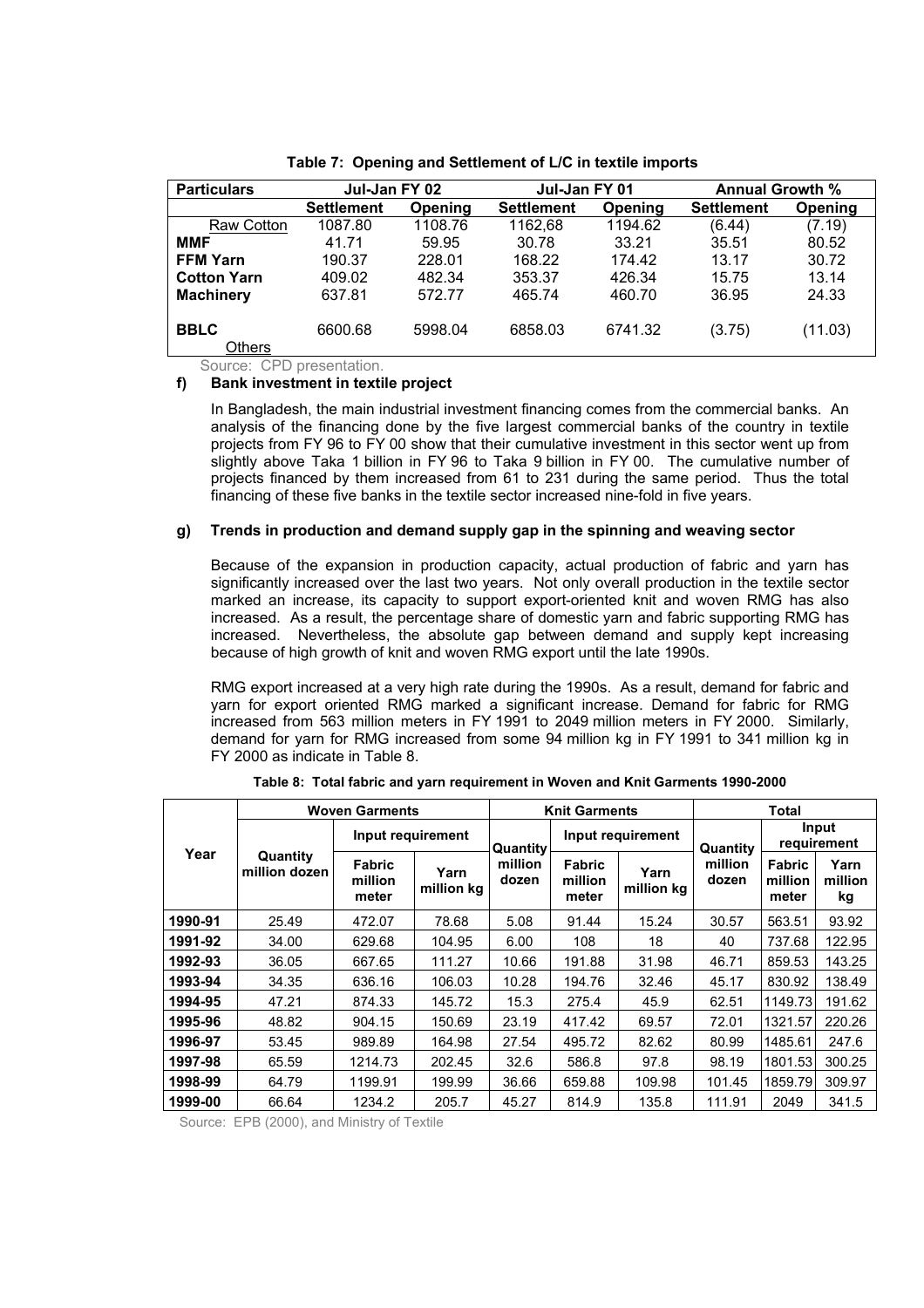**Table 7: Opening and Settlement of L/C in textile imports**

| Particulars | Jul-Jan FY 02 | | Jul-Jan FY 01 | | Annual Growth % | |
|---|---|---|---|---|---|---|
| | Settlement | Opening | Settlement | Opening | Settlement | Opening |
| Raw Cotton | 1087.80 | 1108.76 | 1162,68 | 1194.62 | (6.44) | (7.19) |
| **MMF** | 41.71 | 59.95 | 30.78 | 33.21 | 35.51 | 80.52 |
| **FFM Yarn** | 190.37 | 228.01 | 168.22 | 174.42 | 13.17 | 30.72 |
| **Cotton Yarn** | 409.02 | 482.34 | 353.37 | 426.34 | 15.75 | 13.14 |
| **Machinery** | 637.81 | 572.77 | 465.74 | 460.70 | 36.95 | 24.33 |
| **BBLC** | 6600.68 | 5998.04 | 6858.03 | 6741.32 | (3.75) | (11.03) |
| Others | | | | | | |

Source: CPD presentation.

**f) Bank investment in textile project**

In Bangladesh, the main industrial investment financing comes from the commercial banks. An analysis of the financing done by the five largest commercial banks of the country in textile projects from FY 96 to FY 00 show that their cumulative investment in this sector went up from slightly above Taka 1 billion in FY 96 to Taka 9 billion in FY 00. The cumulative number of projects financed by them increased from 61 to 231 during the same period. Thus the total financing of these five banks in the textile sector increased nine-fold in five years.

**g) Trends in production and demand supply gap in the spinning and weaving sector**

Because of the expansion in production capacity, actual production of fabric and yarn has significantly increased over the last two years. Not only overall production in the textile sector marked an increase, its capacity to support export-oriented knit and woven RMG has also increased. As a result, the percentage share of domestic yarn and fabric supporting RMG has increased. Nevertheless, the absolute gap between demand and supply kept increasing because of high growth of knit and woven RMG export until the late 1990s.

RMG export increased at a very high rate during the 1990s. As a result, demand for fabric and yarn for export oriented RMG marked a significant increase. Demand for fabric for RMG increased from 563 million meters in FY 1991 to 2049 million meters in FY 2000. Similarly, demand for yarn for RMG increased from some 94 million kg in FY 1991 to 341 million kg in FY 2000 as indicate in Table 8.

**Table 8: Total fabric and yarn requirement in Woven and Knit Garments 1990-2000**

| Year | Woven Garments | | | Knit Garments | | | Total | | |
|---|---|---|---|---|---|---|---|---|---|
| | Quantity million dozen | Input requirement | | Quantity million dozen | Input requirement | | Quantity million dozen | Input requirement | |
| | | Fabric million meter | Yarn million kg | | Fabric million meter | Yarn million kg | | Fabric million meter | Yarn million kg |
| **1990-91** | 25.49 | 472.07 | 78.68 | 5.08 | 91.44 | 15.24 | 30.57 | 563.51 | 93.92 |
| **1991-92** | 34.00 | 629.68 | 104.95 | 6.00 | 108 | 18 | 40 | 737.68 | 122.95 |
| **1992-93** | 36.05 | 667.65 | 111.27 | 10.66 | 191.88 | 31.98 | 46.71 | 859.53 | 143.25 |
| **1993-94** | 34.35 | 636.16 | 106.03 | 10.28 | 194.76 | 32.46 | 45.17 | 830.92 | 138.49 |
| **1994-95** | 47.21 | 874.33 | 145.72 | 15.3 | 275.4 | 45.9 | 62.51 | 1149.73 | 191.62 |
| **1995-96** | 48.82 | 904.15 | 150.69 | 23.19 | 417.42 | 69.57 | 72.01 | 1321.57 | 220.26 |
| **1996-97** | 53.45 | 989.89 | 164.98 | 27.54 | 495.72 | 82.62 | 80.99 | 1485.61 | 247.6 |
| **1997-98** | 65.59 | 1214.73 | 202.45 | 32.6 | 586.8 | 97.8 | 98.19 | 1801.53 | 300.25 |
| **1998-99** | 64.79 | 1199.91 | 199.99 | 36.66 | 659.88 | 109.98 | 101.45 | 1859.79 | 309.97 |
| **1999-00** | 66.64 | 1234.2 | 205.7 | 45.27 | 814.9 | 135.8 | 111.91 | 2049 | 341.5 |

Source: EPB (2000), and Ministry of Textile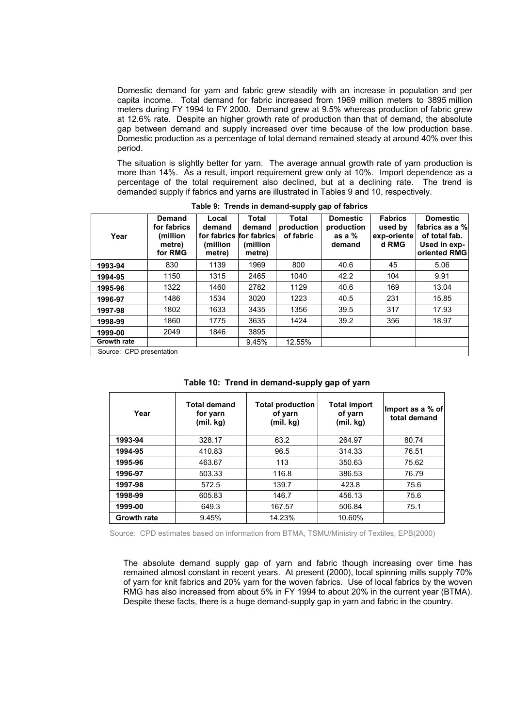Domestic demand for yarn and fabric grew steadily with an increase in population and per capita income. Total demand for fabric increased from 1969 million meters to 3895 million meters during FY 1994 to FY 2000. Demand grew at 9.5% whereas production of fabric grew at 12.6% rate. Despite an higher growth rate of production than that of demand, the absolute gap between demand and supply increased over time because of the low production base. Domestic production as a percentage of total demand remained steady at around 40% over this period.

The situation is slightly better for yarn. The average annual growth rate of yarn production is more than 14%. As a result, import requirement grew only at 10%. Import dependence as a percentage of the total requirement also declined, but at a declining rate. The trend is demanded supply if fabrics and yarns are illustrated in Tables 9 and 10, respectively.

**Table 9: Trends in demand-supply gap of fabrics**

| Year | Demand for fabrics (million metre) for RMG | Local demand for fabrics (million metre) | Total demand for fabrics (million metre) | Total production of fabric | Domestic production as a % demand | Fabrics used by exp-oriented RMG | Domestic fabrics as a % of total fab. Used in exp-oriented RMG |
|---|---|---|---|---|---|---|---|
| **1993-94** | 830 | 1139 | 1969 | 800 | 40.6 | 45 | 5.06 |
| **1994-95** | 1150 | 1315 | 2465 | 1040 | 42.2 | 104 | 9.91 |
| **1995-96** | 1322 | 1460 | 2782 | 1129 | 40.6 | 169 | 13.04 |
| **1996-97** | 1486 | 1534 | 3020 | 1223 | 40.5 | 231 | 15.85 |
| **1997-98** | 1802 | 1633 | 3435 | 1356 | 39.5 | 317 | 17.93 |
| **1998-99** | 1860 | 1775 | 3635 | 1424 | 39.2 | 356 | 18.97 |
| **1999-00** | 2049 | 1846 | 3895 | | | | |
| **Growth rate** | | | 9.45% | 12.55% | | | |

Source: CPD presentation

**Table 10: Trend in demand-supply gap of yarn**

| Year | Total demand for yarn (mil. kg) | Total production of yarn (mil. kg) | Total import of yarn (mil. kg) | Import as a % of total demand |
|---|---|---|---|---|
| **1993-94** | 328.17 | 63.2 | 264.97 | 80.74 |
| **1994-95** | 410.83 | 96.5 | 314.33 | 76.51 |
| **1995-96** | 463.67 | 113 | 350.63 | 75.62 |
| **1996-97** | 503.33 | 116.8 | 386.53 | 76.79 |
| **1997-98** | 572.5 | 139.7 | 423.8 | 75.6 |
| **1998-99** | 605.83 | 146.7 | 456.13 | 75.6 |
| **1999-00** | 649.3 | 167.57 | 506.84 | 75.1 |
| **Growth rate** | 9.45% | 14.23% | 10.60% | |

Source: CPD estimates based on information from BTMA, TSMU/Ministry of Textiles, EPB(2000)

The absolute demand supply gap of yarn and fabric though increasing over time has remained almost constant in recent years. At present (2000), local spinning mills supply 70% of yarn for knit fabrics and 20% yarn for the woven fabrics. Use of local fabrics by the woven RMG has also increased from about 5% in FY 1994 to about 20% in the current year (BTMA). Despite these facts, there is a huge demand-supply gap in yarn and fabric in the country.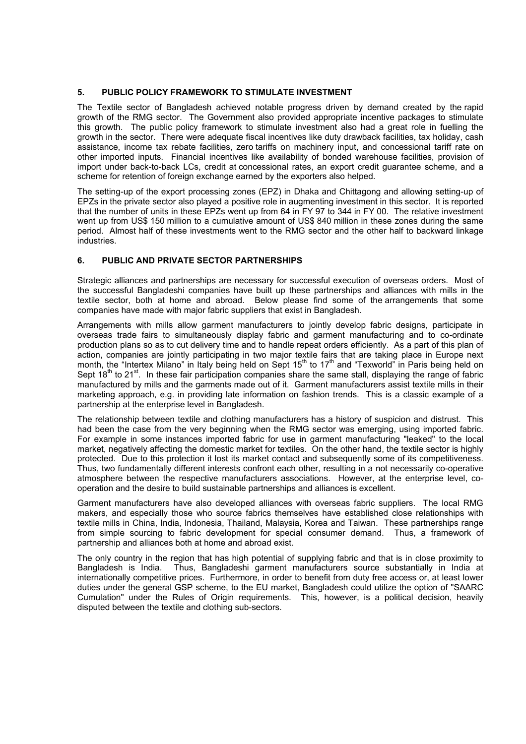## 5. PUBLIC POLICY FRAMEWORK TO STIMULATE INVESTMENT

The Textile sector of Bangladesh achieved notable progress driven by demand created by the rapid growth of the RMG sector. The Government also provided appropriate incentive packages to stimulate this growth. The public policy framework to stimulate investment also had a great role in fuelling the growth in the sector. There were adequate fiscal incentives like duty drawback facilities, tax holiday, cash assistance, income tax rebate facilities, zero tariffs on machinery input, and concessional tariff rate on other imported inputs. Financial incentives like availability of bonded warehouse facilities, provision of import under back-to-back LCs, credit at concessional rates, an export credit guarantee scheme, and a scheme for retention of foreign exchange earned by the exporters also helped.

The setting-up of the export processing zones (EPZ) in Dhaka and Chittagong and allowing setting-up of EPZs in the private sector also played a positive role in augmenting investment in this sector. It is reported that the number of units in these EPZs went up from 64 in FY 97 to 344 in FY 00. The relative investment went up from US$ 150 million to a cumulative amount of US$ 840 million in these zones during the same period. Almost half of these investments went to the RMG sector and the other half to backward linkage industries.

## 6. PUBLIC AND PRIVATE SECTOR PARTNERSHIPS

Strategic alliances and partnerships are necessary for successful execution of overseas orders. Most of the successful Bangladeshi companies have built up these partnerships and alliances with mills in the textile sector, both at home and abroad. Below please find some of the arrangements that some companies have made with major fabric suppliers that exist in Bangladesh.

Arrangements with mills allow garment manufacturers to jointly develop fabric designs, participate in overseas trade fairs to simultaneously display fabric and garment manufacturing and to co-ordinate production plans so as to cut delivery time and to handle repeat orders efficiently. As a part of this plan of action, companies are jointly participating in two major textile fairs that are taking place in Europe next month, the "Intertex Milano" in Italy being held on Sept 15th to 17th and "Texworld" in Paris being held on Sept 18th to 21st. In these fair participation companies share the same stall, displaying the range of fabric manufactured by mills and the garments made out of it. Garment manufacturers assist textile mills in their marketing approach, e.g. in providing late information on fashion trends. This is a classic example of a partnership at the enterprise level in Bangladesh.

The relationship between textile and clothing manufacturers has a history of suspicion and distrust. This had been the case from the very beginning when the RMG sector was emerging, using imported fabric. For example in some instances imported fabric for use in garment manufacturing "leaked" to the local market, negatively affecting the domestic market for textiles. On the other hand, the textile sector is highly protected. Due to this protection it lost its market contact and subsequently some of its competitiveness. Thus, two fundamentally different interests confront each other, resulting in a not necessarily co-operative atmosphere between the respective manufacturers associations. However, at the enterprise level, co-operation and the desire to build sustainable partnerships and alliances is excellent.

Garment manufacturers have also developed alliances with overseas fabric suppliers. The local RMG makers, and especially those who source fabrics themselves have established close relationships with textile mills in China, India, Indonesia, Thailand, Malaysia, Korea and Taiwan. These partnerships range from simple sourcing to fabric development for special consumer demand. Thus, a framework of partnership and alliances both at home and abroad exist.

The only country in the region that has high potential of supplying fabric and that is in close proximity to Bangladesh is India. Thus, Bangladeshi garment manufacturers source substantially in India at internationally competitive prices. Furthermore, in order to benefit from duty free access or, at least lower duties under the general GSP scheme, to the EU market, Bangladesh could utilize the option of "SAARC Cumulation" under the Rules of Origin requirements. This, however, is a political decision, heavily disputed between the textile and clothing sub-sectors.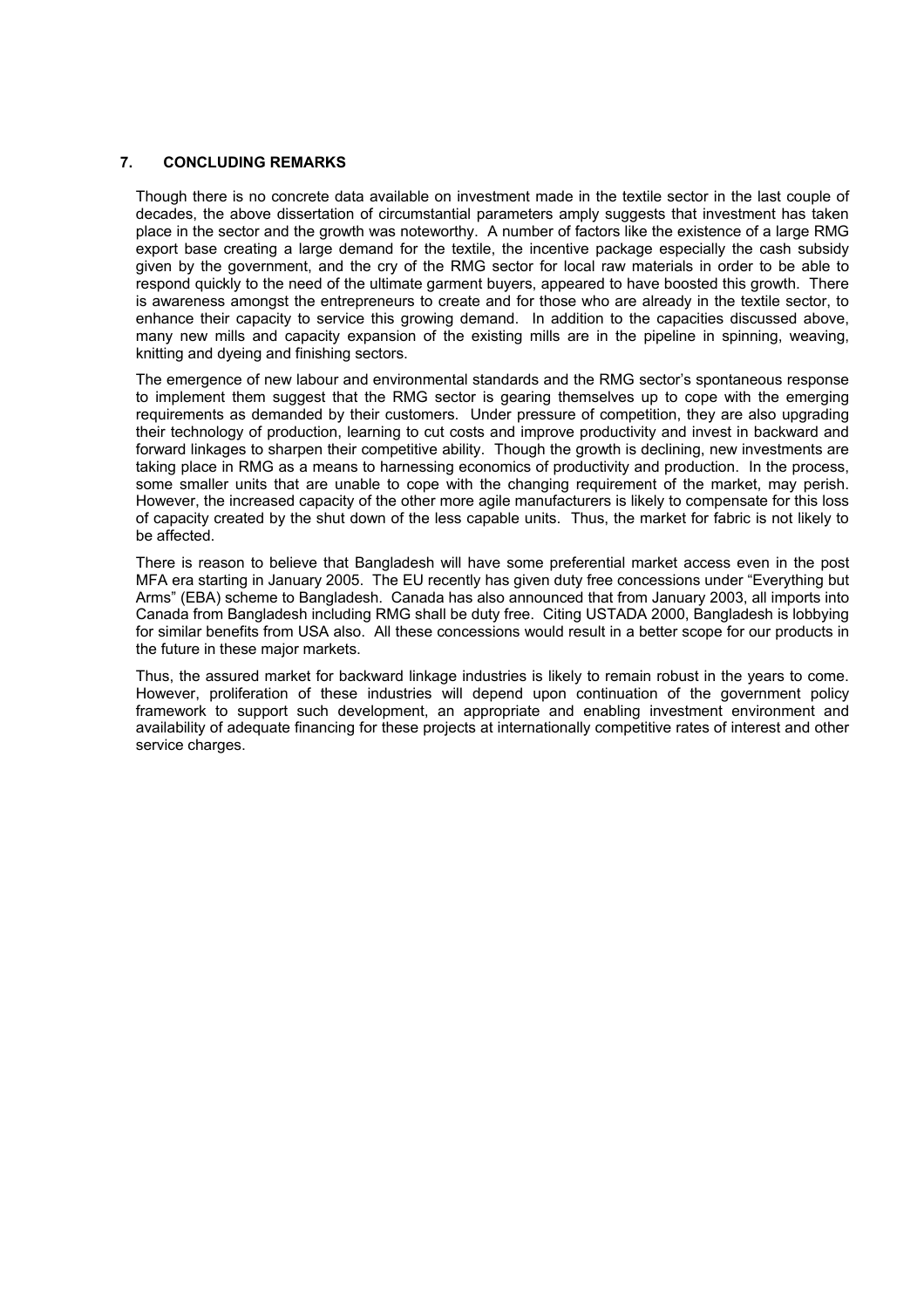## 7. CONCLUDING REMARKS

Though there is no concrete data available on investment made in the textile sector in the last couple of decades, the above dissertation of circumstantial parameters amply suggests that investment has taken place in the sector and the growth was noteworthy. A number of factors like the existence of a large RMG export base creating a large demand for the textile, the incentive package especially the cash subsidy given by the government, and the cry of the RMG sector for local raw materials in order to be able to respond quickly to the need of the ultimate garment buyers, appeared to have boosted this growth. There is awareness amongst the entrepreneurs to create and for those who are already in the textile sector, to enhance their capacity to service this growing demand. In addition to the capacities discussed above, many new mills and capacity expansion of the existing mills are in the pipeline in spinning, weaving, knitting and dyeing and finishing sectors.

The emergence of new labour and environmental standards and the RMG sector's spontaneous response to implement them suggest that the RMG sector is gearing themselves up to cope with the emerging requirements as demanded by their customers. Under pressure of competition, they are also upgrading their technology of production, learning to cut costs and improve productivity and invest in backward and forward linkages to sharpen their competitive ability. Though the growth is declining, new investments are taking place in RMG as a means to harnessing economics of productivity and production. In the process, some smaller units that are unable to cope with the changing requirement of the market, may perish. However, the increased capacity of the other more agile manufacturers is likely to compensate for this loss of capacity created by the shut down of the less capable units. Thus, the market for fabric is not likely to be affected.

There is reason to believe that Bangladesh will have some preferential market access even in the post MFA era starting in January 2005. The EU recently has given duty free concessions under "Everything but Arms" (EBA) scheme to Bangladesh. Canada has also announced that from January 2003, all imports into Canada from Bangladesh including RMG shall be duty free. Citing USTADA 2000, Bangladesh is lobbying for similar benefits from USA also. All these concessions would result in a better scope for our products in the future in these major markets.

Thus, the assured market for backward linkage industries is likely to remain robust in the years to come. However, proliferation of these industries will depend upon continuation of the government policy framework to support such development, an appropriate and enabling investment environment and availability of adequate financing for these projects at internationally competitive rates of interest and other service charges.